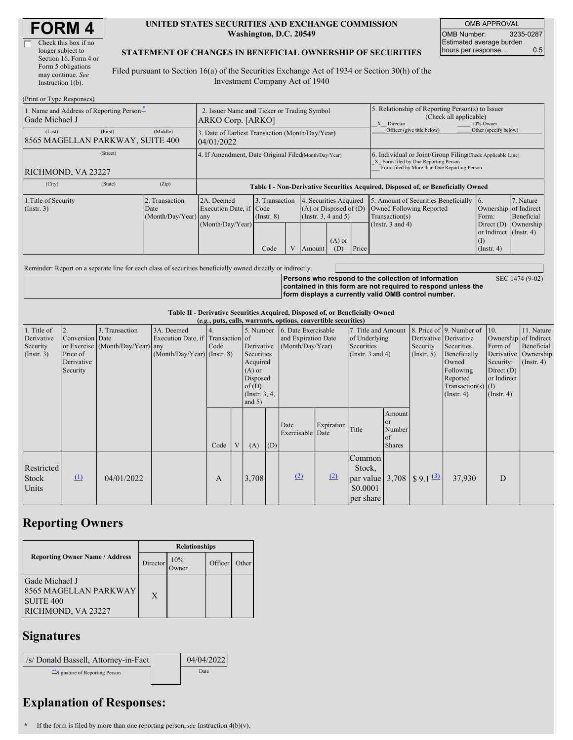# FORM 4

Check this box if no longer subject to Section 16. Form 4 or Form 5 obligations may continue. *See* Instruction 1(b).

**UNITED STATES SECURITIES AND EXCHANGE COMMISSION**
**Washington, D.C. 20549**

**STATEMENT OF CHANGES IN BENEFICIAL OWNERSHIP OF SECURITIES**

Filed pursuant to Section 16(a) of the Securities Exchange Act of 1934 or Section 30(h) of the Investment Company Act of 1940

| OMB APPROVAL | |
|---|---|
| OMB Number: | 3235-0287 |
| Estimated average burden hours per response... | 0.5 |

(Print or Type Responses)

| 1. Name and Address of Reporting Person * | 2. Issuer Name and Ticker or Trading Symbol | 5. Relationship of Reporting Person(s) to Issuer (Check all applicable) |
|---|---|---|
| Gade Michael J | ARKO Corp. [ARKO] | _X_ Director ___ 10% Owner ___ Officer (give title below) ___ Other (specify below) |
| (Last) (First) (Middle) 8565 MAGELLAN PARKWAY, SUITE 400 | 3. Date of Earliest Transaction (Month/Day/Year) 04/01/2022 | |
| (Street) RICHMOND, VA 23227 | 4. If Amendment, Date Original Filed (Month/Day/Year) | 6. Individual or Joint/Group Filing (Check Applicable Line) _X_ Form filed by One Reporting Person ___ Form filed by More than One Reporting Person |
| (City) (State) (Zip) | | |

**Table I - Non-Derivative Securities Acquired, Disposed of, or Beneficially Owned**

| 1.Title of Security (Instr. 3) | 2. Transaction Date (Month/Day/Year) | 2A. Deemed Execution Date, if any (Month/Day/Year) | 3. Transaction Code (Instr. 8) | | 4. Securities Acquired (A) or Disposed of (D) (Instr. 3, 4 and 5) | | | 5. Amount of Securities Beneficially Owned Following Reported Transaction(s) (Instr. 3 and 4) | 6. Ownership Form: Direct (D) or Indirect (I) (Instr. 4) | 7. Nature of Indirect Beneficial Ownership (Instr. 4) |
|---|---|---|---|---|---|---|---|---|---|---|
| | | | Code | V | Amount | (A) or (D) | Price | | | |

Reminder: Report on a separate line for each class of securities beneficially owned directly or indirectly.

**Persons who respond to the collection of information contained in this form are not required to respond unless the form displays a currently valid OMB control number.** SEC 1474 (9-02)

**Table II - Derivative Securities Acquired, Disposed of, or Beneficially Owned**
**(*e.g.*, puts, calls, warrants, options, convertible securities)**

| 1. Title of Derivative Security (Instr. 3) | 2. Conversion or Exercise Price of Derivative Security | 3. Transaction Date (Month/Day/Year) | 3A. Deemed Execution Date, if any (Month/Day/Year) | 4. Transaction Code (Instr. 8) | | 5. Number of Derivative Securities Acquired (A) or Disposed of (D) (Instr. 3, 4, and 5) | | 6. Date Exercisable and Expiration Date (Month/Day/Year) | | 7. Title and Amount of Underlying Securities (Instr. 3 and 4) | | 8. Price of Derivative Security (Instr. 5) | 9. Number of Derivative Securities Beneficially Owned Following Reported Transaction(s) (Instr. 4) | 10. Ownership Form of Derivative Security: Direct (D) or Indirect (I) (Instr. 4) | 11. Nature of Indirect Beneficial Ownership (Instr. 4) |
|---|---|---|---|---|---|---|---|---|---|---|---|---|---|---|---|
| | | | | Code | V | (A) | (D) | Date Exercisable | Expiration Date | Title | Amount or Number of Shares | | | | |
| Restricted Stock Units | (1) | 04/01/2022 | | A | | 3,708 | | (2) | (2) | Common Stock, par value $0.0001 per share | 3,708 | $ 9.1 (3) | 37,930 | D | |

## Reporting Owners

| Reporting Owner Name / Address | Relationships | | | |
|---|---|---|---|---|
| | Director | 10% Owner | Officer | Other |
| Gade Michael J 8565 MAGELLAN PARKWAY SUITE 400 RICHMOND, VA 23227 | X | | | |

## Signatures

| /s/ Donald Bassell, Attorney-in-Fact | 04/04/2022 |
|---|---|
| **Signature of Reporting Person | Date |

## Explanation of Responses:

\* If the form is filed by more than one reporting person, *see* Instruction 4(b)(v).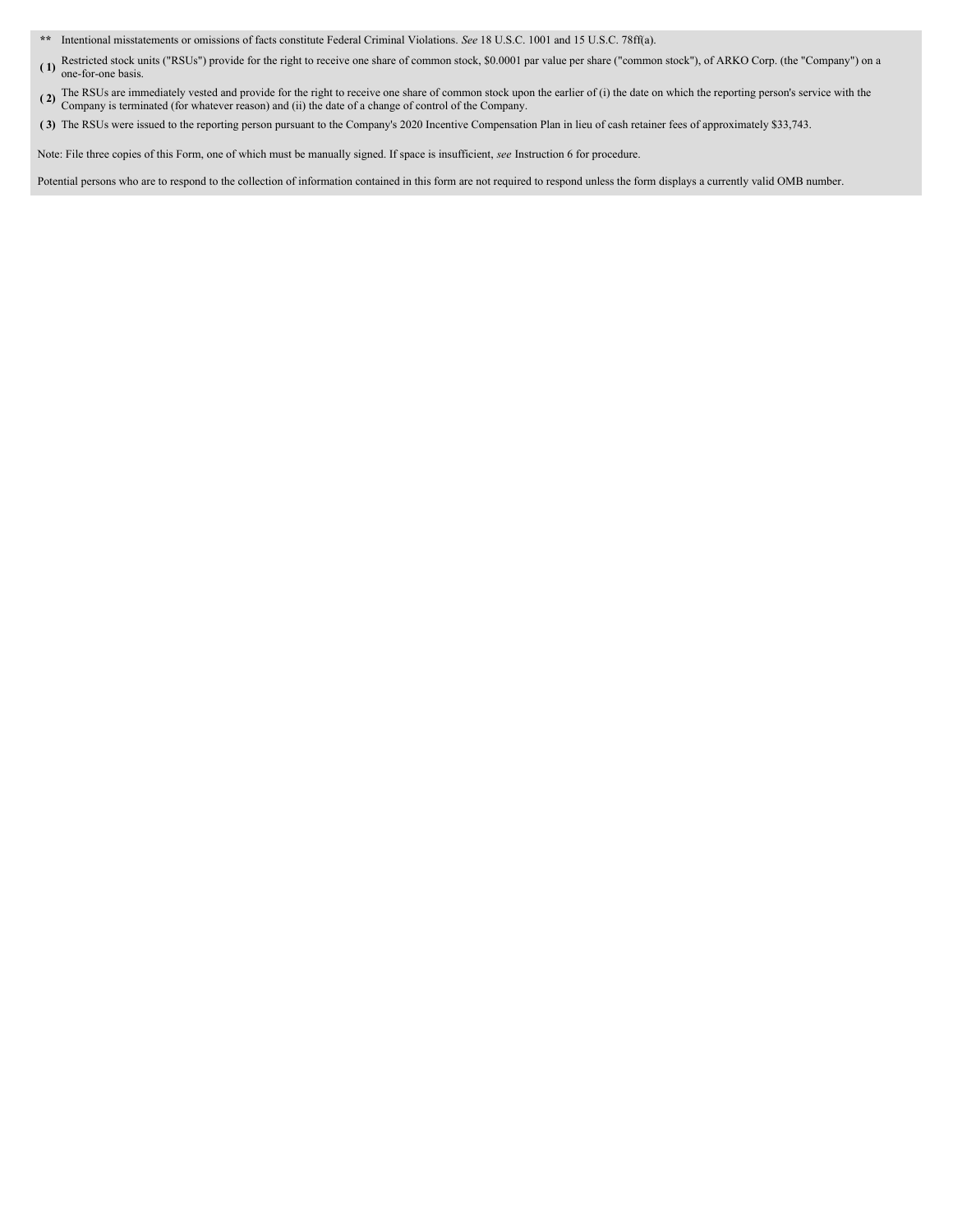** Intentional misstatements or omissions of facts constitute Federal Criminal Violations. *See* 18 U.S.C. 1001 and 15 U.S.C. 78ff(a).

**( 1)** Restricted stock units ("RSUs") provide for the right to receive one share of common stock, $0.0001 par value per share ("common stock"), of ARKO Corp. (the "Company") on a one-for-one basis.

**( 2)** The RSUs are immediately vested and provide for the right to receive one share of common stock upon the earlier of (i) the date on which the reporting person's service with the Company is terminated (for whatever reason) and (ii) the date of a change of control of the Company.

**( 3)** The RSUs were issued to the reporting person pursuant to the Company's 2020 Incentive Compensation Plan in lieu of cash retainer fees of approximately $33,743.

Note: File three copies of this Form, one of which must be manually signed. If space is insufficient, *see* Instruction 6 for procedure.

Potential persons who are to respond to the collection of information contained in this form are not required to respond unless the form displays a currently valid OMB number.